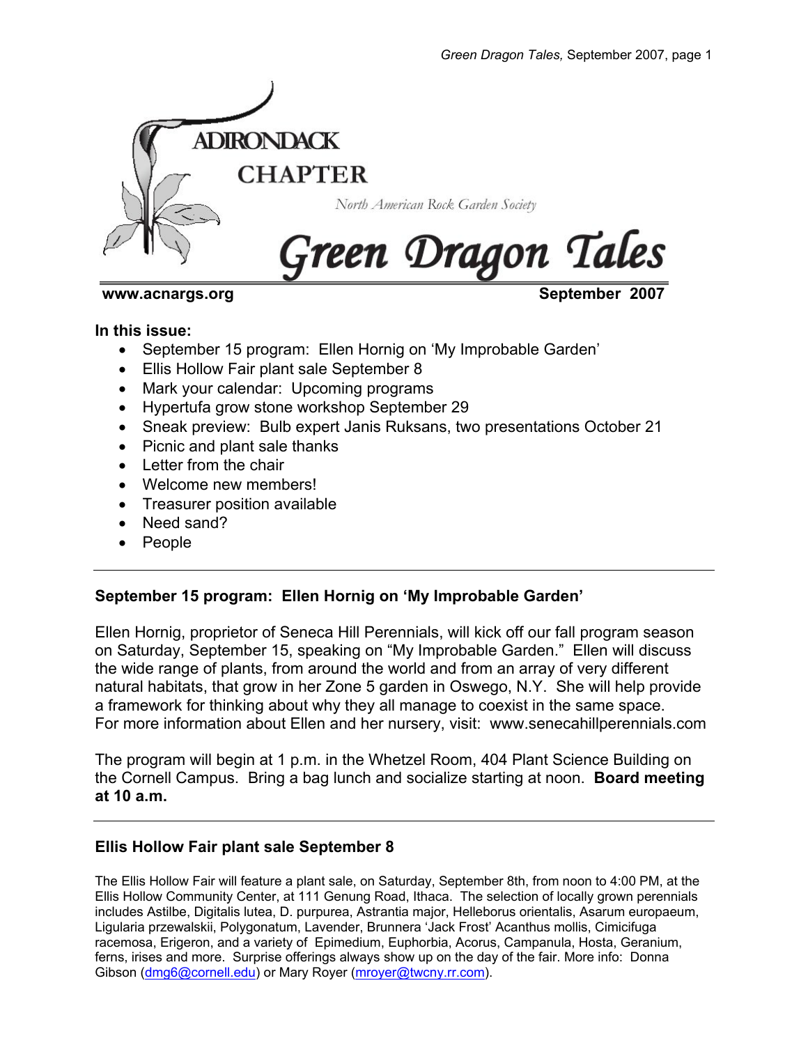ADIRONDACK CHAPTER

North American Rock Garden Society

# Green Dragon Tales

**www.acnargs.org** **September 2007**

**In this issue:**

- September 15 program: Ellen Hornig on 'My Improbable Garden'
- Ellis Hollow Fair plant sale September 8
- Mark your calendar: Upcoming programs
- Hypertufa grow stone workshop September 29
- Sneak preview: Bulb expert Janis Ruksans, two presentations October 21
- Picnic and plant sale thanks
- Letter from the chair
- Welcome new members!
- Treasurer position available
- Need sand?
- People

---

### September 15 program: Ellen Hornig on 'My Improbable Garden'

Ellen Hornig, proprietor of Seneca Hill Perennials, will kick off our fall program season on Saturday, September 15, speaking on "My Improbable Garden." Ellen will discuss the wide range of plants, from around the world and from an array of very different natural habitats, that grow in her Zone 5 garden in Oswego, N.Y. She will help provide a framework for thinking about why they all manage to coexist in the same space. For more information about Ellen and her nursery, visit: www.senecahillperennials.com

The program will begin at 1 p.m. in the Whetzel Room, 404 Plant Science Building on the Cornell Campus. Bring a bag lunch and socialize starting at noon. **Board meeting at 10 a.m.**

---

### Ellis Hollow Fair plant sale September 8

The Ellis Hollow Fair will feature a plant sale, on Saturday, September 8th, from noon to 4:00 PM, at the Ellis Hollow Community Center, at 111 Genung Road, Ithaca. The selection of locally grown perennials includes Astilbe, Digitalis lutea, D. purpurea, Astrantia major, Helleborus orientalis, Asarum europaeum, Ligularia przewalskii, Polygonatum, Lavender, Brunnera 'Jack Frost' Acanthus mollis, Cimicifuga racemosa, Erigeron, and a variety of Epimedium, Euphorbia, Acorus, Campanula, Hosta, Geranium, ferns, irises and more. Surprise offerings always show up on the day of the fair. More info: Donna Gibson (dmg6@cornell.edu) or Mary Royer (mroyer@twcny.rr.com).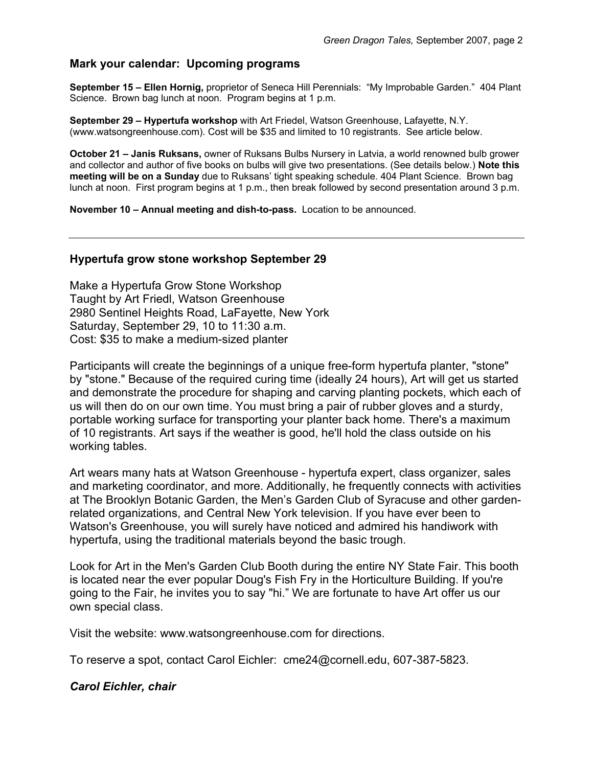## Mark your calendar: Upcoming programs

**September 15 – Ellen Hornig,** proprietor of Seneca Hill Perennials: "My Improbable Garden." 404 Plant Science. Brown bag lunch at noon. Program begins at 1 p.m.

**September 29 – Hypertufa workshop** with Art Friedel, Watson Greenhouse, Lafayette, N.Y. (www.watsongreenhouse.com). Cost will be $35 and limited to 10 registrants. See article below.

**October 21 – Janis Ruksans,** owner of Ruksans Bulbs Nursery in Latvia, a world renowned bulb grower and collector and author of five books on bulbs will give two presentations. (See details below.) **Note this meeting will be on a Sunday** due to Ruksans' tight speaking schedule. 404 Plant Science. Brown bag lunch at noon. First program begins at 1 p.m., then break followed by second presentation around 3 p.m.

**November 10 – Annual meeting and dish-to-pass.** Location to be announced.

---

## Hypertufa grow stone workshop September 29

Make a Hypertufa Grow Stone Workshop
Taught by Art Friedl, Watson Greenhouse
2980 Sentinel Heights Road, LaFayette, New York
Saturday, September 29, 10 to 11:30 a.m.
Cost: $35 to make a medium-sized planter

Participants will create the beginnings of a unique free-form hypertufa planter, "stone" by "stone." Because of the required curing time (ideally 24 hours), Art will get us started and demonstrate the procedure for shaping and carving planting pockets, which each of us will then do on our own time. You must bring a pair of rubber gloves and a sturdy, portable working surface for transporting your planter back home. There's a maximum of 10 registrants. Art says if the weather is good, he'll hold the class outside on his working tables.

Art wears many hats at Watson Greenhouse - hypertufa expert, class organizer, sales and marketing coordinator, and more. Additionally, he frequently connects with activities at The Brooklyn Botanic Garden, the Men's Garden Club of Syracuse and other garden-related organizations, and Central New York television. If you have ever been to Watson's Greenhouse, you will surely have noticed and admired his handiwork with hypertufa, using the traditional materials beyond the basic trough.

Look for Art in the Men's Garden Club Booth during the entire NY State Fair. This booth is located near the ever popular Doug's Fish Fry in the Horticulture Building. If you're going to the Fair, he invites you to say "hi." We are fortunate to have Art offer us our own special class.

Visit the website: www.watsongreenhouse.com for directions.

To reserve a spot, contact Carol Eichler: cme24@cornell.edu, 607-387-5823.

***Carol Eichler, chair***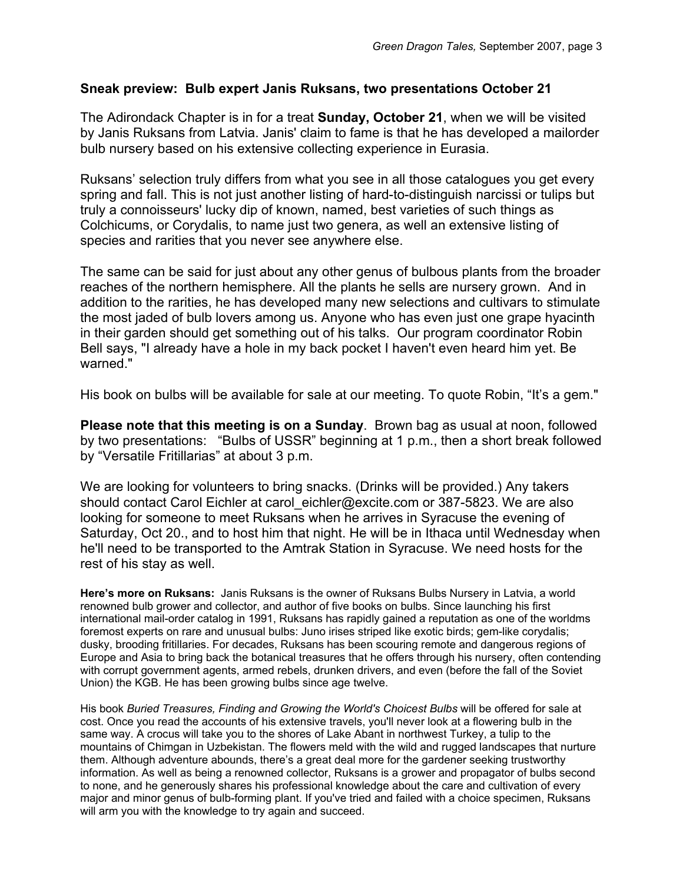### Sneak preview: Bulb expert Janis Ruksans, two presentations October 21

The Adirondack Chapter is in for a treat **Sunday, October 21**, when we will be visited by Janis Ruksans from Latvia. Janis' claim to fame is that he has developed a mailorder bulb nursery based on his extensive collecting experience in Eurasia.

Ruksans' selection truly differs from what you see in all those catalogues you get every spring and fall. This is not just another listing of hard-to-distinguish narcissi or tulips but truly a connoisseurs' lucky dip of known, named, best varieties of such things as Colchicums, or Corydalis, to name just two genera, as well an extensive listing of species and rarities that you never see anywhere else.

The same can be said for just about any other genus of bulbous plants from the broader reaches of the northern hemisphere. All the plants he sells are nursery grown. And in addition to the rarities, he has developed many new selections and cultivars to stimulate the most jaded of bulb lovers among us. Anyone who has even just one grape hyacinth in their garden should get something out of his talks. Our program coordinator Robin Bell says, "I already have a hole in my back pocket I haven't even heard him yet. Be warned."

His book on bulbs will be available for sale at our meeting. To quote Robin, "It's a gem."

**Please note that this meeting is on a Sunday**. Brown bag as usual at noon, followed by two presentations: "Bulbs of USSR" beginning at 1 p.m., then a short break followed by "Versatile Fritillarias" at about 3 p.m.

We are looking for volunteers to bring snacks. (Drinks will be provided.) Any takers should contact Carol Eichler at carol_eichler@excite.com or 387-5823. We are also looking for someone to meet Ruksans when he arrives in Syracuse the evening of Saturday, Oct 20., and to host him that night. He will be in Ithaca until Wednesday when he'll need to be transported to the Amtrak Station in Syracuse. We need hosts for the rest of his stay as well.

**Here's more on Ruksans:** Janis Ruksans is the owner of Ruksans Bulbs Nursery in Latvia, a world renowned bulb grower and collector, and author of five books on bulbs. Since launching his first international mail-order catalog in 1991, Ruksans has rapidly gained a reputation as one of the worldms foremost experts on rare and unusual bulbs: Juno irises striped like exotic birds; gem-like corydalis; dusky, brooding fritillaries. For decades, Ruksans has been scouring remote and dangerous regions of Europe and Asia to bring back the botanical treasures that he offers through his nursery, often contending with corrupt government agents, armed rebels, drunken drivers, and even (before the fall of the Soviet Union) the KGB. He has been growing bulbs since age twelve.

His book *Buried Treasures, Finding and Growing the World's Choicest Bulbs* will be offered for sale at cost. Once you read the accounts of his extensive travels, you'll never look at a flowering bulb in the same way. A crocus will take you to the shores of Lake Abant in northwest Turkey, a tulip to the mountains of Chimgan in Uzbekistan. The flowers meld with the wild and rugged landscapes that nurture them. Although adventure abounds, there's a great deal more for the gardener seeking trustworthy information. As well as being a renowned collector, Ruksans is a grower and propagator of bulbs second to none, and he generously shares his professional knowledge about the care and cultivation of every major and minor genus of bulb-forming plant. If you've tried and failed with a choice specimen, Ruksans will arm you with the knowledge to try again and succeed.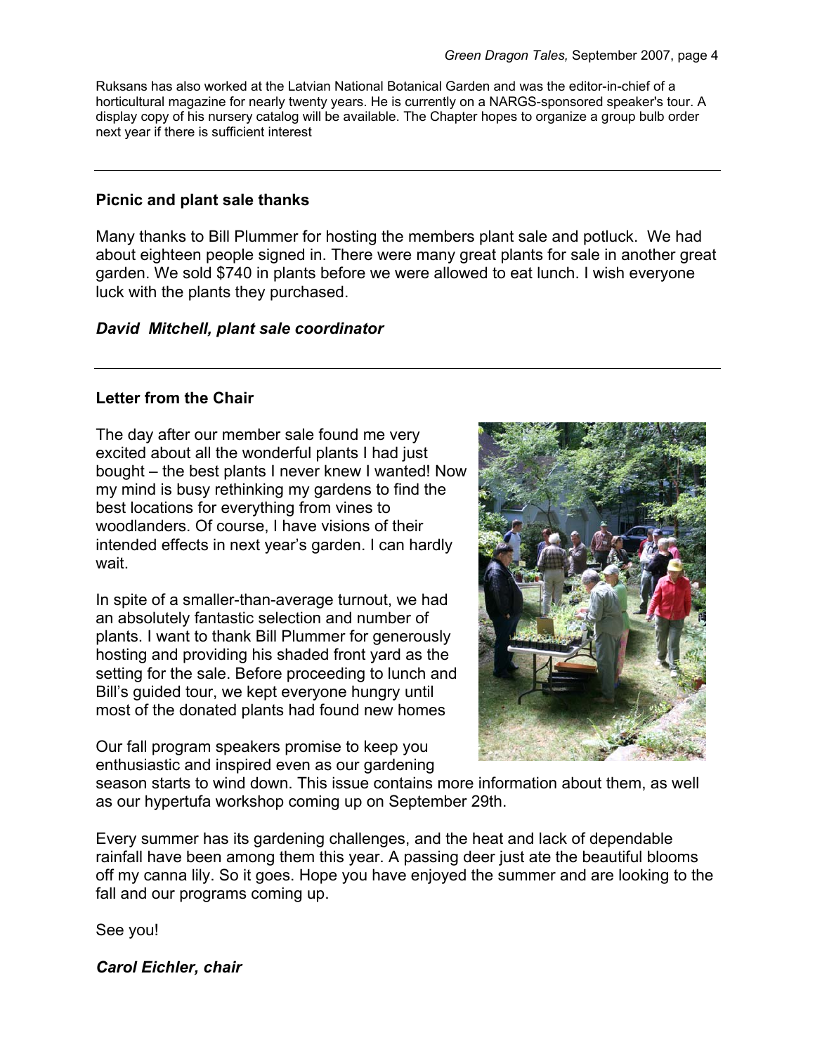Ruksans has also worked at the Latvian National Botanical Garden and was the editor-in-chief of a horticultural magazine for nearly twenty years. He is currently on a NARGS-sponsored speaker's tour. A display copy of his nursery catalog will be available. The Chapter hopes to organize a group bulb order next year if there is sufficient interest

---

**Picnic and plant sale thanks**

Many thanks to Bill Plummer for hosting the members plant sale and potluck. We had about eighteen people signed in. There were many great plants for sale in another great garden. We sold $740 in plants before we were allowed to eat lunch. I wish everyone luck with the plants they purchased.

***David Mitchell, plant sale coordinator***

---

**Letter from the Chair**

The day after our member sale found me very excited about all the wonderful plants I had just bought – the best plants I never knew I wanted! Now my mind is busy rethinking my gardens to find the best locations for everything from vines to woodlanders. Of course, I have visions of their intended effects in next year's garden. I can hardly wait.

In spite of a smaller-than-average turnout, we had an absolutely fantastic selection and number of plants. I want to thank Bill Plummer for generously hosting and providing his shaded front yard as the setting for the sale. Before proceeding to lunch and Bill's guided tour, we kept everyone hungry until most of the donated plants had found new homes

Our fall program speakers promise to keep you enthusiastic and inspired even as our gardening season starts to wind down. This issue contains more information about them, as well as our hypertufa workshop coming up on September 29th.

Every summer has its gardening challenges, and the heat and lack of dependable rainfall have been among them this year. A passing deer just ate the beautiful blooms off my canna lily. So it goes. Hope you have enjoyed the summer and are looking to the fall and our programs coming up.

See you!

***Carol Eichler, chair***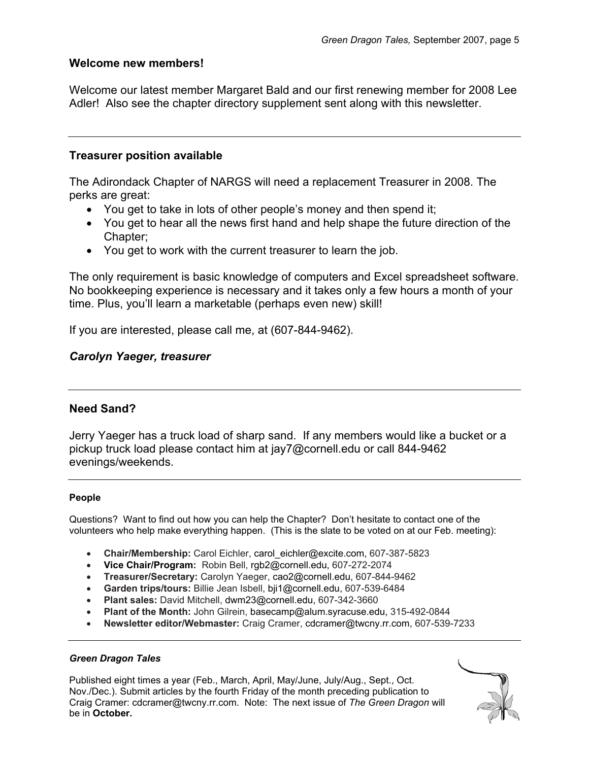## Welcome new members!

Welcome our latest member Margaret Bald and our first renewing member for 2008 Lee Adler! Also see the chapter directory supplement sent along with this newsletter.

---

## Treasurer position available

The Adirondack Chapter of NARGS will need a replacement Treasurer in 2008. The perks are great:

- You get to take in lots of other people's money and then spend it;
- You get to hear all the news first hand and help shape the future direction of the Chapter;
- You get to work with the current treasurer to learn the job.

The only requirement is basic knowledge of computers and Excel spreadsheet software. No bookkeeping experience is necessary and it takes only a few hours a month of your time. Plus, you'll learn a marketable (perhaps even new) skill!

If you are interested, please call me, at (607-844-9462).

***Carolyn Yaeger, treasurer***

---

## Need Sand?

Jerry Yaeger has a truck load of sharp sand. If any members would like a bucket or a pickup truck load please contact him at jay7@cornell.edu or call 844-9462 evenings/weekends.

---

#### People

Questions? Want to find out how you can help the Chapter? Don't hesitate to contact one of the volunteers who help make everything happen. (This is the slate to be voted on at our Feb. meeting):

- **Chair/Membership:** Carol Eichler, carol_eichler@excite.com, 607-387-5823
- **Vice Chair/Program:** Robin Bell, rgb2@cornell.edu, 607-272-2074
- **Treasurer/Secretary:** Carolyn Yaeger, cao2@cornell.edu, 607-844-9462
- **Garden trips/tours:** Billie Jean Isbell, bji1@cornell.edu, 607-539-6484
- **Plant sales:** David Mitchell, dwm23@cornell.edu, 607-342-3660
- **Plant of the Month:** John Gilrein, basecamp@alum.syracuse.edu, 315-492-0844
- **Newsletter editor/Webmaster:** Craig Cramer, cdcramer@twcny.rr.com, 607-539-7233

---

#### *Green Dragon Tales*

Published eight times a year (Feb., March, April, May/June, July/Aug., Sept., Oct. Nov./Dec.). Submit articles by the fourth Friday of the month preceding publication to Craig Cramer: cdcramer@twcny.rr.com. Note: The next issue of *The Green Dragon* will be in **October.**